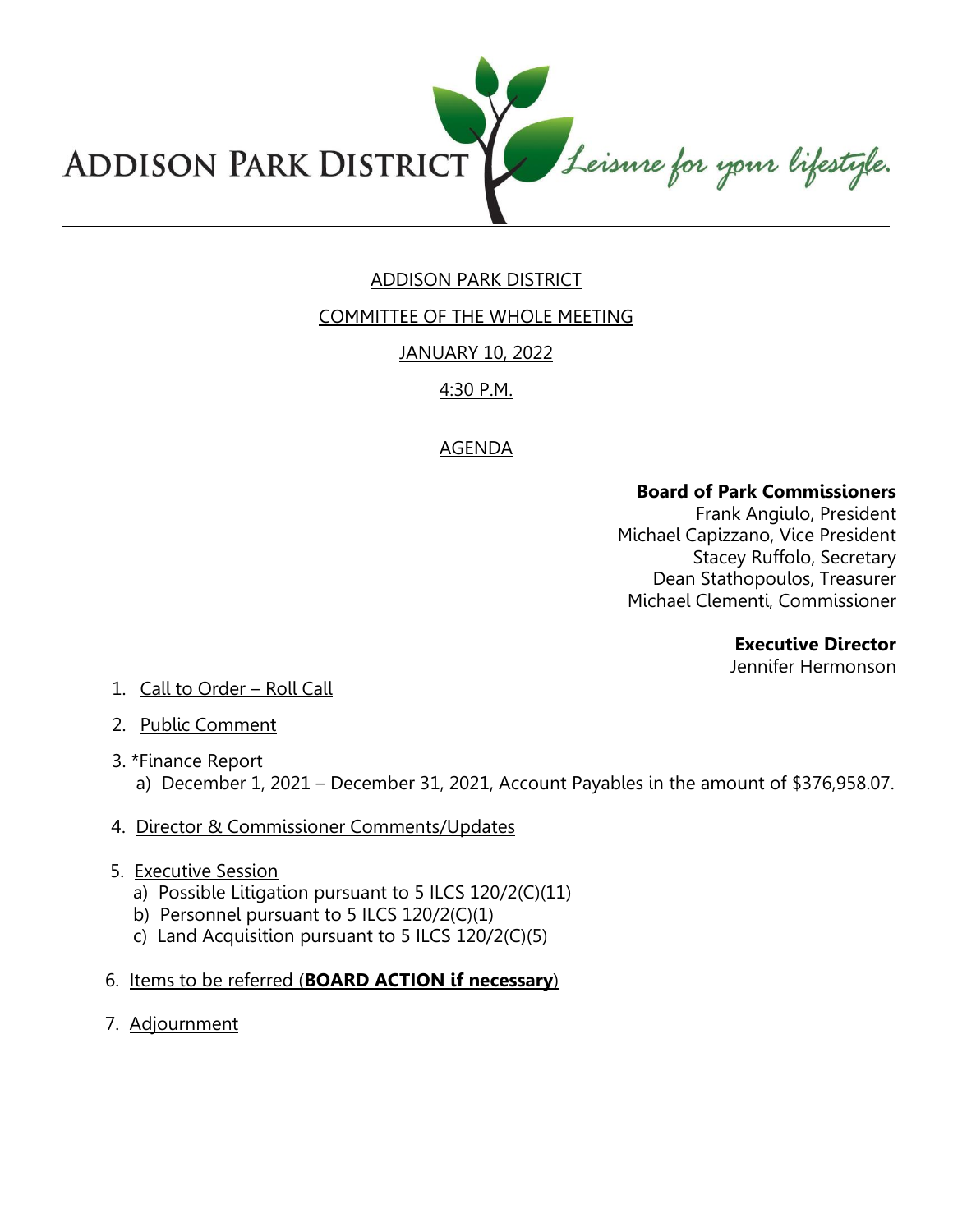ADDISON PARK DISTRICT *Leisure for your lifestyle.*

# ADDISON PARK DISTRICT

## COMMITTEE OF THE WHOLE MEETING

## JANUARY 10, 2022

## 4:30 P.M.

## AGENDA

**Board of Park Commissioners**
Frank Angiulo, President
Michael Capizzano, Vice President
Stacey Ruffolo, Secretary
Dean Stathopoulos, Treasurer
Michael Clementi, Commissioner

**Executive Director**
Jennifer Hermonson

1. Call to Order – Roll Call
2. Public Comment
3. *Finance Report
   a) December 1, 2021 – December 31, 2021, Account Payables in the amount of $376,958.07.
4. Director & Commissioner Comments/Updates
5. Executive Session
   a) Possible Litigation pursuant to 5 ILCS 120/2(C)(11)
   b) Personnel pursuant to 5 ILCS 120/2(C)(1)
   c) Land Acquisition pursuant to 5 ILCS 120/2(C)(5)
6. Items to be referred (**BOARD ACTION if necessary**)
7. Adjournment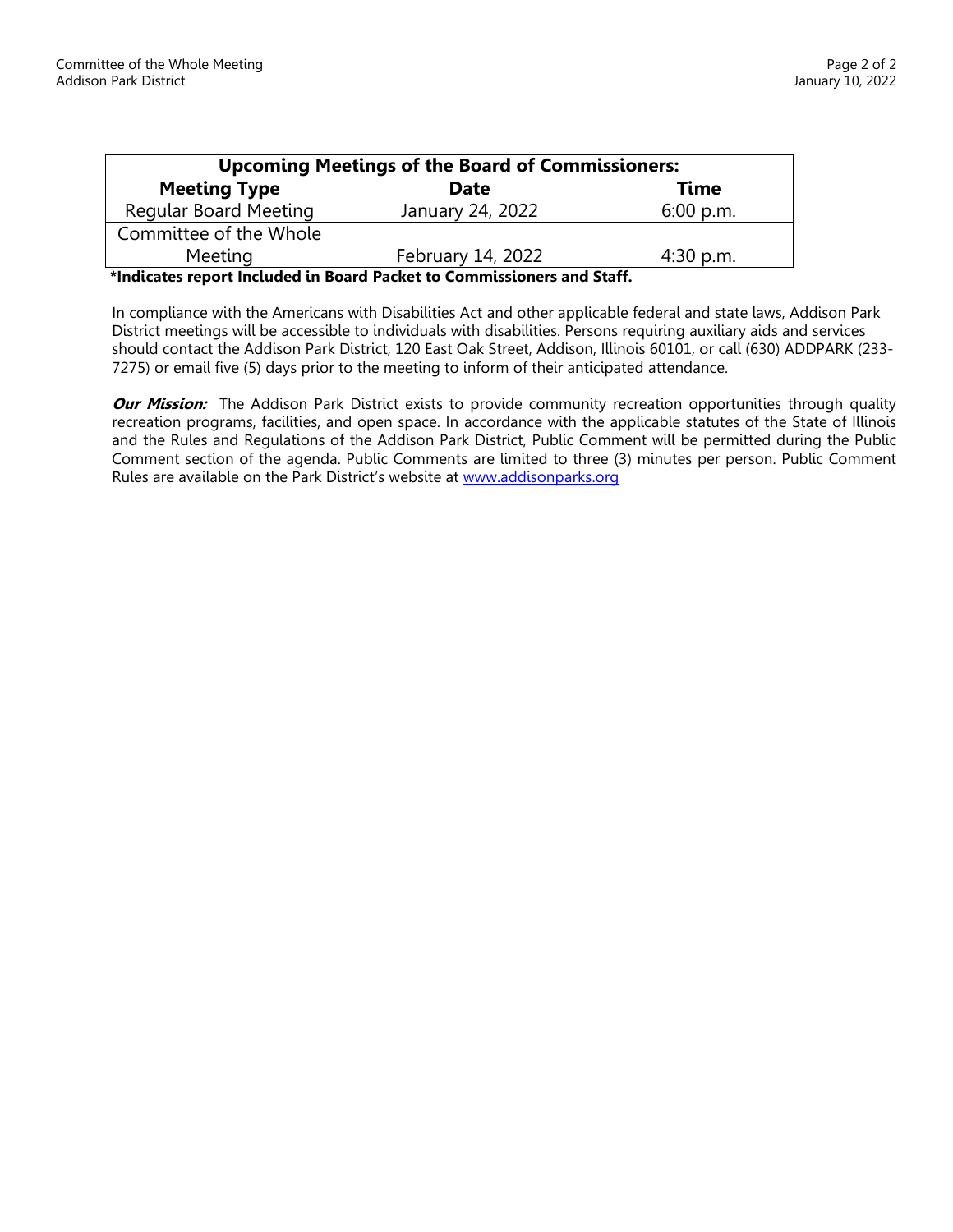| Upcoming Meetings of the Board of Commissioners: | | |
|---|---|---|
| **Meeting Type** | **Date** | **Time** |
| Regular Board Meeting | January 24, 2022 | 6:00 p.m. |
| Committee of the Whole Meeting | February 14, 2022 | 4:30 p.m. |

**\*Indicates report Included in Board Packet to Commissioners and Staff.**

In compliance with the Americans with Disabilities Act and other applicable federal and state laws, Addison Park District meetings will be accessible to individuals with disabilities. Persons requiring auxiliary aids and services should contact the Addison Park District, 120 East Oak Street, Addison, Illinois 60101, or call (630) ADDPARK (233-7275) or email five (5) days prior to the meeting to inform of their anticipated attendance.

***Our Mission:*** The Addison Park District exists to provide community recreation opportunities through quality recreation programs, facilities, and open space. In accordance with the applicable statutes of the State of Illinois and the Rules and Regulations of the Addison Park District, Public Comment will be permitted during the Public Comment section of the agenda. Public Comments are limited to three (3) minutes per person. Public Comment Rules are available on the Park District's website at [www.addisonparks.org](http://www.addisonparks.org)